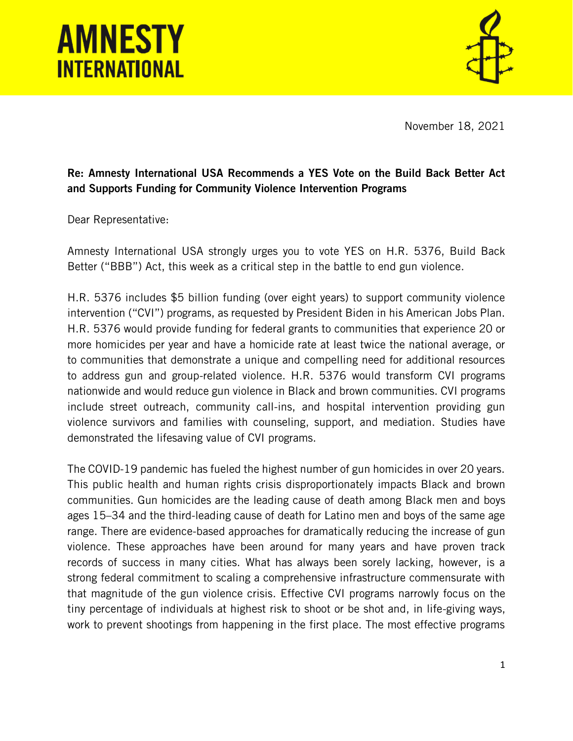# AMNESTY INTERNATIONAL

November 18, 2021

**Re: Amnesty International USA Recommends a YES Vote on the Build Back Better Act and Supports Funding for Community Violence Intervention Programs**

Dear Representative:

Amnesty International USA strongly urges you to vote YES on H.R. 5376, Build Back Better ("BBB") Act, this week as a critical step in the battle to end gun violence.

H.R. 5376 includes $5 billion funding (over eight years) to support community violence intervention ("CVI") programs, as requested by President Biden in his American Jobs Plan. H.R. 5376 would provide funding for federal grants to communities that experience 20 or more homicides per year and have a homicide rate at least twice the national average, or to communities that demonstrate a unique and compelling need for additional resources to address gun and group-related violence. H.R. 5376 would transform CVI programs nationwide and would reduce gun violence in Black and brown communities. CVI programs include street outreach, community call-ins, and hospital intervention providing gun violence survivors and families with counseling, support, and mediation. Studies have demonstrated the lifesaving value of CVI programs.

The COVID-19 pandemic has fueled the highest number of gun homicides in over 20 years. This public health and human rights crisis disproportionately impacts Black and brown communities. Gun homicides are the leading cause of death among Black men and boys ages 15–34 and the third-leading cause of death for Latino men and boys of the same age range. There are evidence-based approaches for dramatically reducing the increase of gun violence. These approaches have been around for many years and have proven track records of success in many cities. What has always been sorely lacking, however, is a strong federal commitment to scaling a comprehensive infrastructure commensurate with that magnitude of the gun violence crisis. Effective CVI programs narrowly focus on the tiny percentage of individuals at highest risk to shoot or be shot and, in life-giving ways, work to prevent shootings from happening in the first place. The most effective programs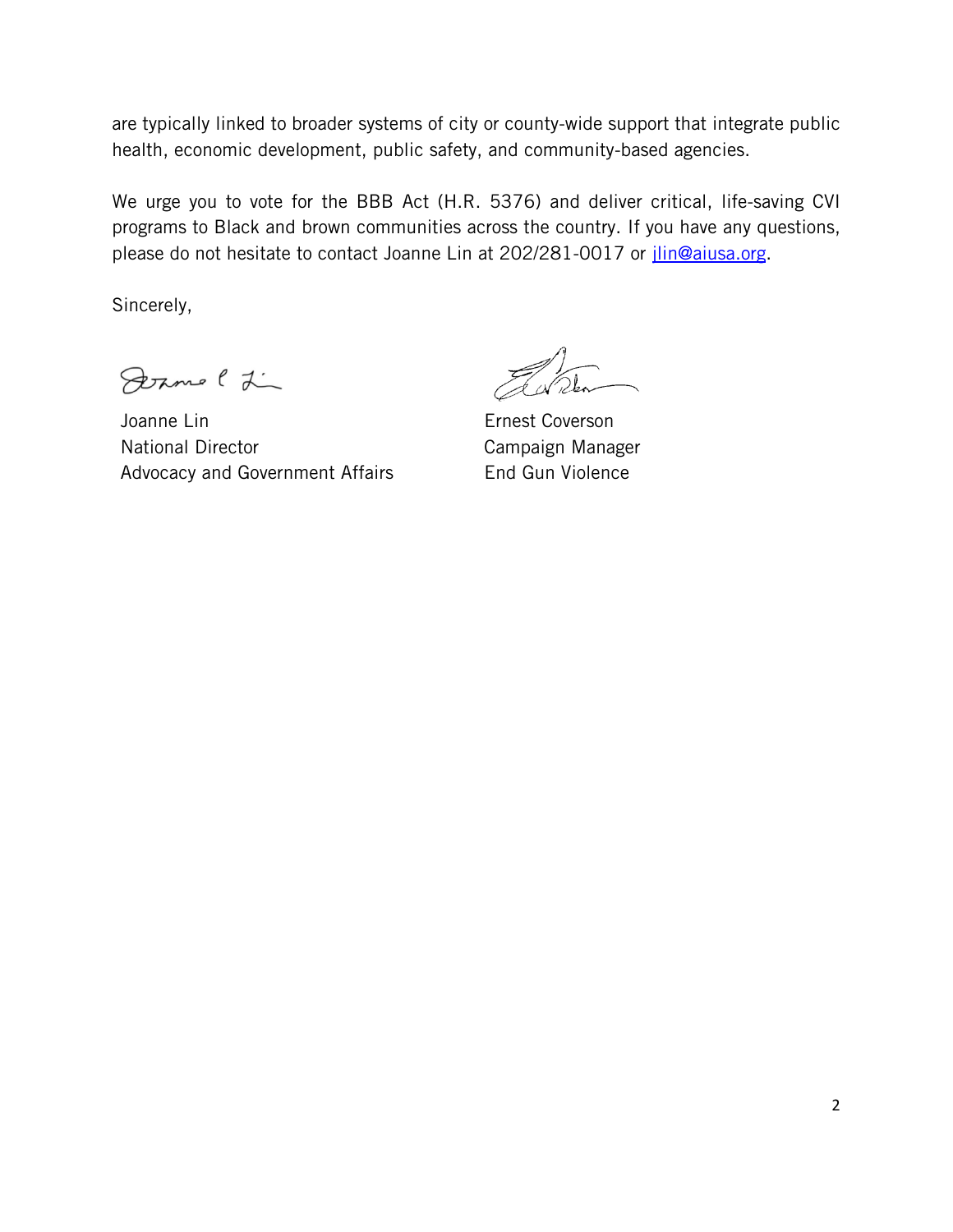are typically linked to broader systems of city or county-wide support that integrate public health, economic development, public safety, and community-based agencies.

We urge you to vote for the BBB Act (H.R. 5376) and deliver critical, life-saving CVI programs to Black and brown communities across the country. If you have any questions, please do not hesitate to contact Joanne Lin at 202/281-0017 or jlin@aiusa.org.

Sincerely,

Joanne Lin
National Director
Advocacy and Government Affairs

Ernest Coverson
Campaign Manager
End Gun Violence